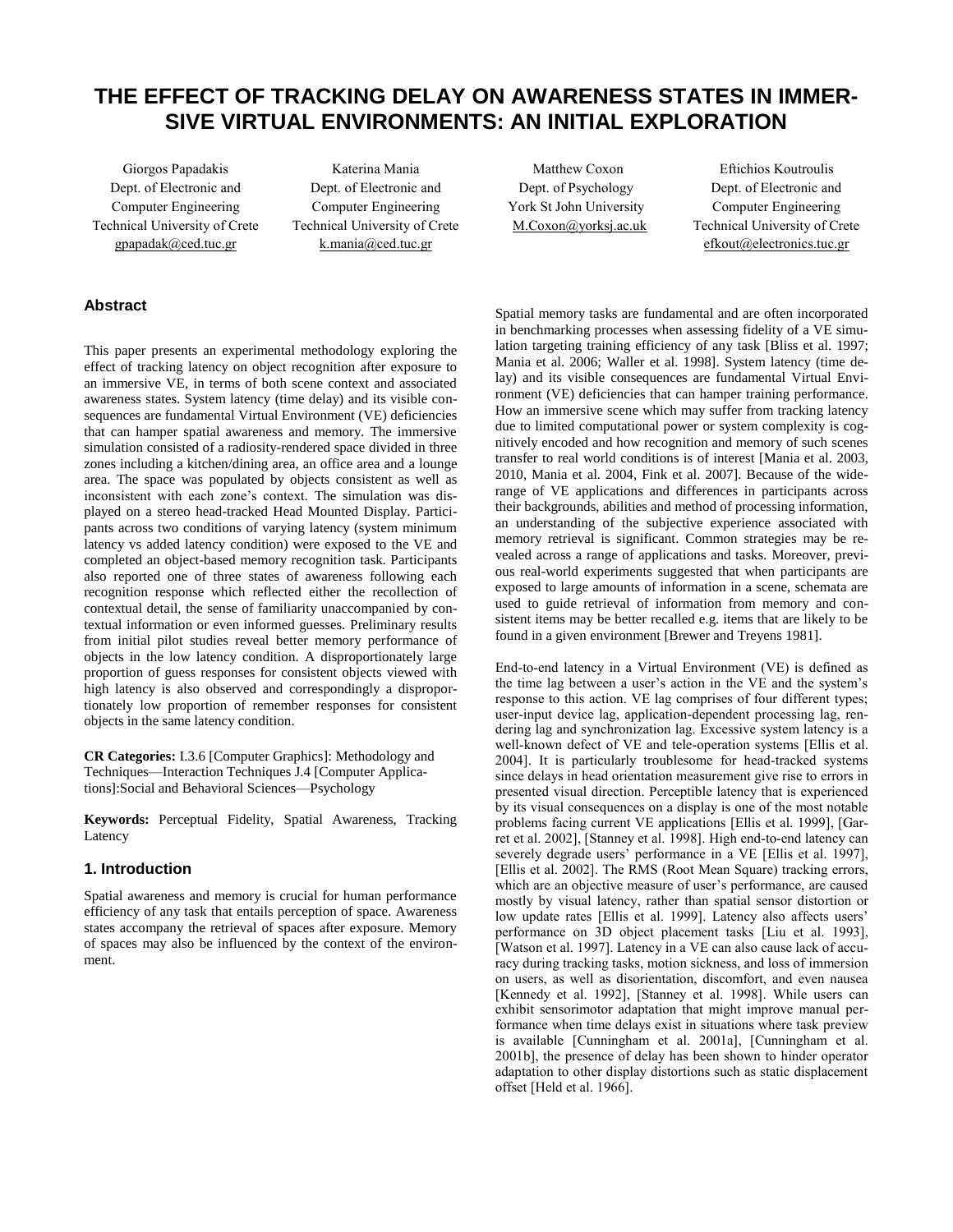# THE EFFECT OF TRACKING DELAY ON AWARENESS STATES IN IMMERSIVE VIRTUAL ENVIRONMENTS: AN INITIAL EXPLORATION

Giorgos Papadakis
Dept. of Electronic and Computer Engineering
Technical University of Crete
gpapadak@ced.tuc.gr

Katerina Mania
Dept. of Electronic and Computer Engineering
Technical University of Crete
k.mania@ced.tuc.gr

Matthew Coxon
Dept. of Psychology
York St John University
M.Coxon@yorksj.ac.uk

Eftichios Koutroulis
Dept. of Electronic and Computer Engineering
Technical University of Crete
efkout@electronics.tuc.gr

## Abstract

This paper presents an experimental methodology exploring the effect of tracking latency on object recognition after exposure to an immersive VE, in terms of both scene context and associated awareness states. System latency (time delay) and its visible consequences are fundamental Virtual Environment (VE) deficiencies that can hamper spatial awareness and memory. The immersive simulation consisted of a radiosity-rendered space divided in three zones including a kitchen/dining area, an office area and a lounge area. The space was populated by objects consistent as well as inconsistent with each zone's context. The simulation was displayed on a stereo head-tracked Head Mounted Display. Participants across two conditions of varying latency (system minimum latency vs added latency condition) were exposed to the VE and completed an object-based memory recognition task. Participants also reported one of three states of awareness following each recognition response which reflected either the recollection of contextual detail, the sense of familiarity unaccompanied by contextual information or even informed guesses. Preliminary results from initial pilot studies reveal better memory performance of objects in the low latency condition. A disproportionately large proportion of guess responses for consistent objects viewed with high latency is also observed and correspondingly a disproportionately low proportion of remember responses for consistent objects in the same latency condition.

**CR Categories:** I.3.6 [Computer Graphics]: Methodology and Techniques—Interaction Techniques J.4 [Computer Applications]:Social and Behavioral Sciences—Psychology

**Keywords:** Perceptual Fidelity, Spatial Awareness, Tracking Latency

## 1. Introduction

Spatial awareness and memory is crucial for human performance efficiency of any task that entails perception of space. Awareness states accompany the retrieval of spaces after exposure. Memory of spaces may also be influenced by the context of the environment.

Spatial memory tasks are fundamental and are often incorporated in benchmarking processes when assessing fidelity of a VE simulation targeting training efficiency of any task [Bliss et al. 1997; Mania et al. 2006; Waller et al. 1998]. System latency (time delay) and its visible consequences are fundamental Virtual Environment (VE) deficiencies that can hamper training performance. How an immersive scene which may suffer from tracking latency due to limited computational power or system complexity is cognitively encoded and how recognition and memory of such scenes transfer to real world conditions is of interest [Mania et al. 2003, 2010, Mania et al. 2004, Fink et al. 2007]. Because of the wide-range of VE applications and differences in participants across their backgrounds, abilities and method of processing information, an understanding of the subjective experience associated with memory retrieval is significant. Common strategies may be revealed across a range of applications and tasks. Moreover, previous real-world experiments suggested that when participants are exposed to large amounts of information in a scene, schemata are used to guide retrieval of information from memory and consistent items may be better recalled e.g. items that are likely to be found in a given environment [Brewer and Treyens 1981].

End-to-end latency in a Virtual Environment (VE) is defined as the time lag between a user's action in the VE and the system's response to this action. VE lag comprises of four different types; user-input device lag, application-dependent processing lag, rendering lag and synchronization lag. Excessive system latency is a well-known defect of VE and tele-operation systems [Ellis et al. 2004]. It is particularly troublesome for head-tracked systems since delays in head orientation measurement give rise to errors in presented visual direction. Perceptible latency that is experienced by its visual consequences on a display is one of the most notable problems facing current VE applications [Ellis et al. 1999], [Garret et al. 2002], [Stanney et al. 1998]. High end-to-end latency can severely degrade users' performance in a VE [Ellis et al. 1997], [Ellis et al. 2002]. The RMS (Root Mean Square) tracking errors, which are an objective measure of user's performance, are caused mostly by visual latency, rather than spatial sensor distortion or low update rates [Ellis et al. 1999]. Latency also affects users' performance on 3D object placement tasks [Liu et al. 1993], [Watson et al. 1997]. Latency in a VE can also cause lack of accuracy during tracking tasks, motion sickness, and loss of immersion on users, as well as disorientation, discomfort, and even nausea [Kennedy et al. 1992], [Stanney et al. 1998]. While users can exhibit sensorimotor adaptation that might improve manual performance when time delays exist in situations where task preview is available [Cunningham et al. 2001a], [Cunningham et al. 2001b], the presence of delay has been shown to hinder operator adaptation to other display distortions such as static displacement offset [Held et al. 1966].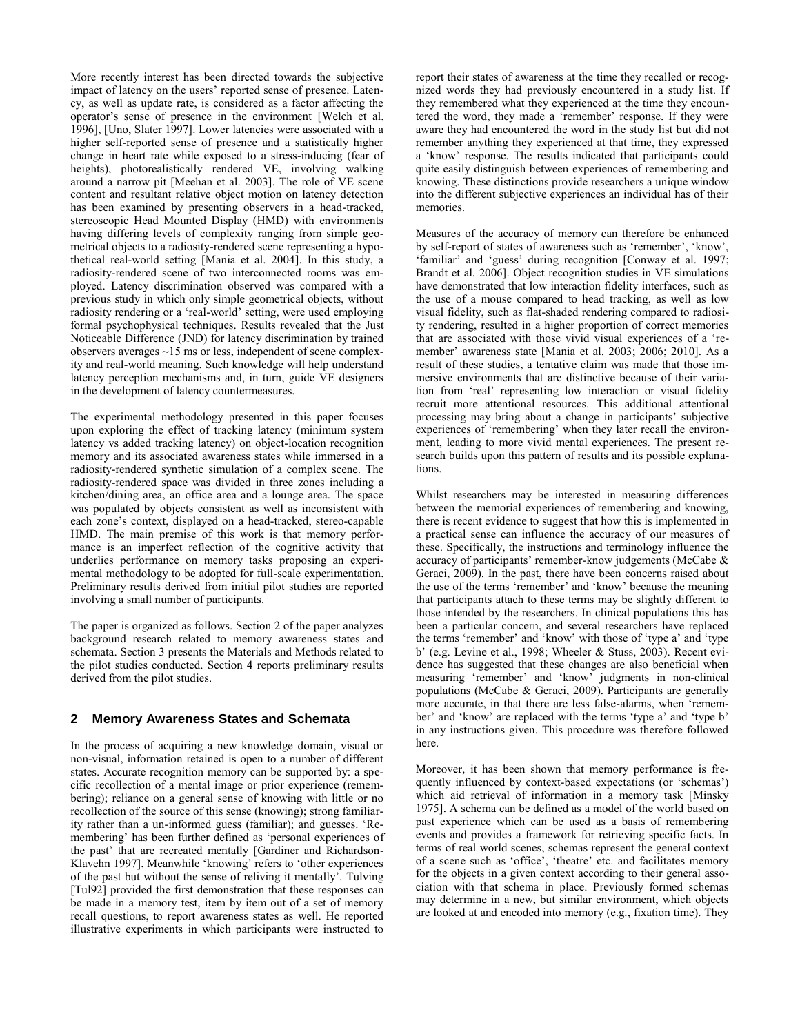More recently interest has been directed towards the subjective impact of latency on the users' reported sense of presence. Latency, as well as update rate, is considered as a factor affecting the operator's sense of presence in the environment [Welch et al. 1996], [Uno, Slater 1997]. Lower latencies were associated with a higher self-reported sense of presence and a statistically higher change in heart rate while exposed to a stress-inducing (fear of heights), photorealistically rendered VE, involving walking around a narrow pit [Meehan et al. 2003]. The role of VE scene content and resultant relative object motion on latency detection has been examined by presenting observers in a head-tracked, stereoscopic Head Mounted Display (HMD) with environments having differing levels of complexity ranging from simple geometrical objects to a radiosity-rendered scene representing a hypothetical real-world setting [Mania et al. 2004]. In this study, a radiosity-rendered scene of two interconnected rooms was employed. Latency discrimination observed was compared with a previous study in which only simple geometrical objects, without radiosity rendering or a 'real-world' setting, were used employing formal psychophysical techniques. Results revealed that the Just Noticeable Difference (JND) for latency discrimination by trained observers averages ~15 ms or less, independent of scene complexity and real-world meaning. Such knowledge will help understand latency perception mechanisms and, in turn, guide VE designers in the development of latency countermeasures.

The experimental methodology presented in this paper focuses upon exploring the effect of tracking latency (minimum system latency vs added tracking latency) on object-location recognition memory and its associated awareness states while immersed in a radiosity-rendered synthetic simulation of a complex scene. The radiosity-rendered space was divided in three zones including a kitchen/dining area, an office area and a lounge area. The space was populated by objects consistent as well as inconsistent with each zone's context, displayed on a head-tracked, stereo-capable HMD. The main premise of this work is that memory performance is an imperfect reflection of the cognitive activity that underlies performance on memory tasks proposing an experimental methodology to be adopted for full-scale experimentation. Preliminary results derived from initial pilot studies are reported involving a small number of participants.

The paper is organized as follows. Section 2 of the paper analyzes background research related to memory awareness states and schemata. Section 3 presents the Materials and Methods related to the pilot studies conducted. Section 4 reports preliminary results derived from the pilot studies.

## 2 Memory Awareness States and Schemata

In the process of acquiring a new knowledge domain, visual or non-visual, information retained is open to a number of different states. Accurate recognition memory can be supported by: a specific recollection of a mental image or prior experience (remembering); reliance on a general sense of knowing with little or no recollection of the source of this sense (knowing); strong familiarity rather than a un-informed guess (familiar); and guesses. 'Remembering' has been further defined as 'personal experiences of the past' that are recreated mentally [Gardiner and Richardson-Klavehn 1997]. Meanwhile 'knowing' refers to 'other experiences of the past but without the sense of reliving it mentally'. Tulving [Tul92] provided the first demonstration that these responses can be made in a memory test, item by item out of a set of memory recall questions, to report awareness states as well. He reported illustrative experiments in which participants were instructed to report their states of awareness at the time they recalled or recognized words they had previously encountered in a study list. If they remembered what they experienced at the time they encountered the word, they made a 'remember' response. If they were aware they had encountered the word in the study list but did not remember anything they experienced at that time, they expressed a 'know' response. The results indicated that participants could quite easily distinguish between experiences of remembering and knowing. These distinctions provide researchers a unique window into the different subjective experiences an individual has of their memories.

Measures of the accuracy of memory can therefore be enhanced by self-report of states of awareness such as 'remember', 'know', 'familiar' and 'guess' during recognition [Conway et al. 1997; Brandt et al. 2006]. Object recognition studies in VE simulations have demonstrated that low interaction fidelity interfaces, such as the use of a mouse compared to head tracking, as well as low visual fidelity, such as flat-shaded rendering compared to radiosity rendering, resulted in a higher proportion of correct memories that are associated with those vivid visual experiences of a 'remember' awareness state [Mania et al. 2003; 2006; 2010]. As a result of these studies, a tentative claim was made that those immersive environments that are distinctive because of their variation from 'real' representing low interaction or visual fidelity recruit more attentional resources. This additional attentional processing may bring about a change in participants' subjective experiences of 'remembering' when they later recall the environment, leading to more vivid mental experiences. The present research builds upon this pattern of results and its possible explanations.

Whilst researchers may be interested in measuring differences between the memorial experiences of remembering and knowing, there is recent evidence to suggest that how this is implemented in a practical sense can influence the accuracy of our measures of these. Specifically, the instructions and terminology influence the accuracy of participants' remember-know judgements (McCabe & Geraci, 2009). In the past, there have been concerns raised about the use of the terms 'remember' and 'know' because the meaning that participants attach to these terms may be slightly different to those intended by the researchers. In clinical populations this has been a particular concern, and several researchers have replaced the terms 'remember' and 'know' with those of 'type a' and 'type b' (e.g. Levine et al., 1998; Wheeler & Stuss, 2003). Recent evidence has suggested that these changes are also beneficial when measuring 'remember' and 'know' judgments in non-clinical populations (McCabe & Geraci, 2009). Participants are generally more accurate, in that there are less false-alarms, when 'remember' and 'know' are replaced with the terms 'type a' and 'type b' in any instructions given. This procedure was therefore followed here.

Moreover, it has been shown that memory performance is frequently influenced by context-based expectations (or 'schemas') which aid retrieval of information in a memory task [Minsky 1975]. A schema can be defined as a model of the world based on past experience which can be used as a basis of remembering events and provides a framework for retrieving specific facts. In terms of real world scenes, schemas represent the general context of a scene such as 'office', 'theatre' etc. and facilitates memory for the objects in a given context according to their general association with that schema in place. Previously formed schemas may determine in a new, but similar environment, which objects are looked at and encoded into memory (e.g., fixation time). They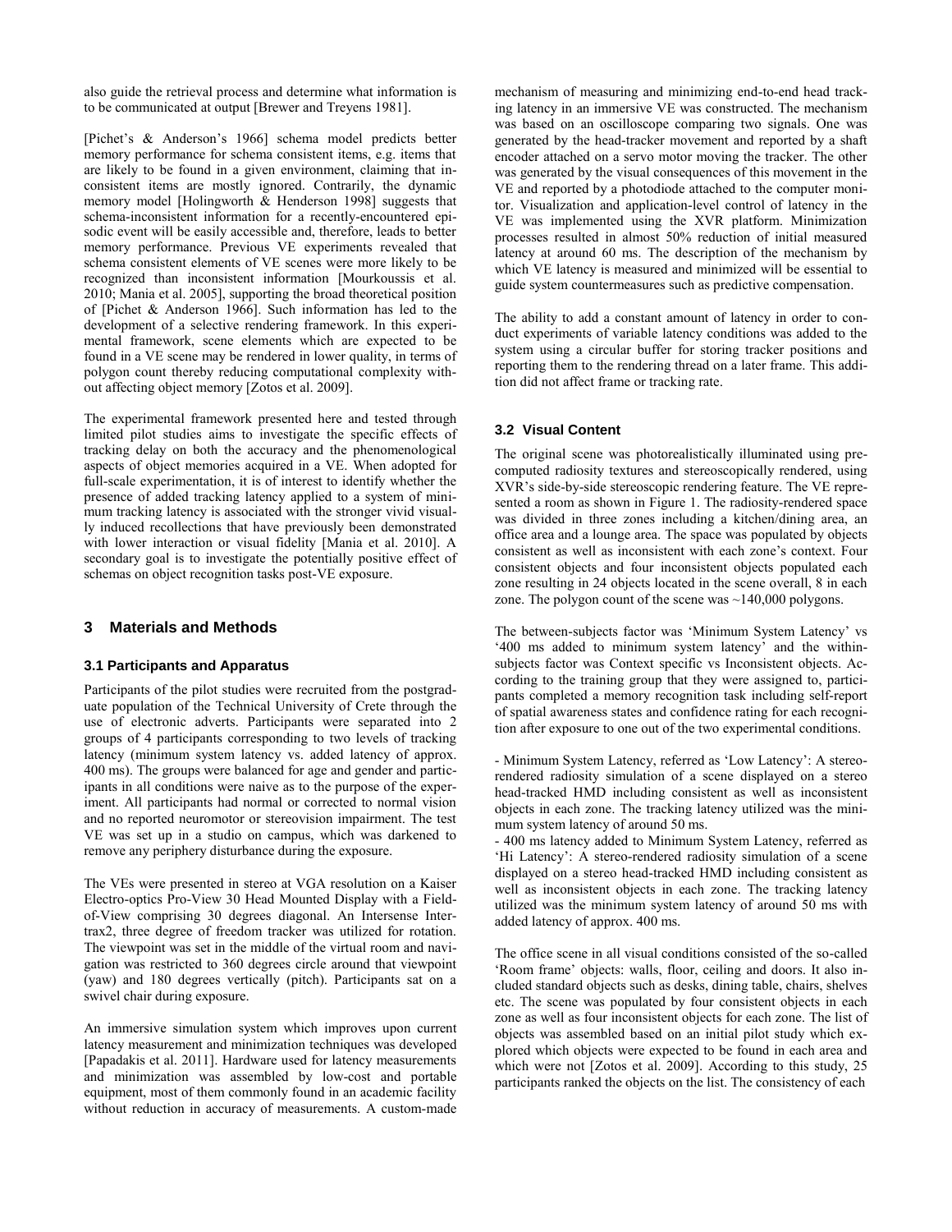also guide the retrieval process and determine what information is to be communicated at output [Brewer and Treyens 1981].

[Pichet's & Anderson's 1966] schema model predicts better memory performance for schema consistent items, e.g. items that are likely to be found in a given environment, claiming that inconsistent items are mostly ignored. Contrarily, the dynamic memory model [Holingworth & Henderson 1998] suggests that schema-inconsistent information for a recently-encountered episodic event will be easily accessible and, therefore, leads to better memory performance. Previous VE experiments revealed that schema consistent elements of VE scenes were more likely to be recognized than inconsistent information [Mourkoussis et al. 2010; Mania et al. 2005], supporting the broad theoretical position of [Pichet & Anderson 1966]. Such information has led to the development of a selective rendering framework. In this experimental framework, scene elements which are expected to be found in a VE scene may be rendered in lower quality, in terms of polygon count thereby reducing computational complexity without affecting object memory [Zotos et al. 2009].

The experimental framework presented here and tested through limited pilot studies aims to investigate the specific effects of tracking delay on both the accuracy and the phenomenological aspects of object memories acquired in a VE. When adopted for full-scale experimentation, it is of interest to identify whether the presence of added tracking latency applied to a system of minimum tracking latency is associated with the stronger vivid visually induced recollections that have previously been demonstrated with lower interaction or visual fidelity [Mania et al. 2010]. A secondary goal is to investigate the potentially positive effect of schemas on object recognition tasks post-VE exposure.

## 3 Materials and Methods

### 3.1 Participants and Apparatus

Participants of the pilot studies were recruited from the postgraduate population of the Technical University of Crete through the use of electronic adverts. Participants were separated into 2 groups of 4 participants corresponding to two levels of tracking latency (minimum system latency vs. added latency of approx. 400 ms). The groups were balanced for age and gender and participants in all conditions were naive as to the purpose of the experiment. All participants had normal or corrected to normal vision and no reported neuromotor or stereovision impairment. The test VE was set up in a studio on campus, which was darkened to remove any periphery disturbance during the exposure.

The VEs were presented in stereo at VGA resolution on a Kaiser Electro-optics Pro-View 30 Head Mounted Display with a Field-of-View comprising 30 degrees diagonal. An Intersense Intertrax2, three degree of freedom tracker was utilized for rotation. The viewpoint was set in the middle of the virtual room and navigation was restricted to 360 degrees circle around that viewpoint (yaw) and 180 degrees vertically (pitch). Participants sat on a swivel chair during exposure.

An immersive simulation system which improves upon current latency measurement and minimization techniques was developed [Papadakis et al. 2011]. Hardware used for latency measurements and minimization was assembled by low-cost and portable equipment, most of them commonly found in an academic facility without reduction in accuracy of measurements. A custom-made mechanism of measuring and minimizing end-to-end head tracking latency in an immersive VE was constructed. The mechanism was based on an oscilloscope comparing two signals. One was generated by the head-tracker movement and reported by a shaft encoder attached on a servo motor moving the tracker. The other was generated by the visual consequences of this movement in the VE and reported by a photodiode attached to the computer monitor. Visualization and application-level control of latency in the VE was implemented using the XVR platform. Minimization processes resulted in almost 50% reduction of initial measured latency at around 60 ms. The description of the mechanism by which VE latency is measured and minimized will be essential to guide system countermeasures such as predictive compensation.

The ability to add a constant amount of latency in order to conduct experiments of variable latency conditions was added to the system using a circular buffer for storing tracker positions and reporting them to the rendering thread on a later frame. This addition did not affect frame or tracking rate.

### 3.2 Visual Content

The original scene was photorealistically illuminated using precomputed radiosity textures and stereoscopically rendered, using XVR's side-by-side stereoscopic rendering feature. The VE represented a room as shown in Figure 1. The radiosity-rendered space was divided in three zones including a kitchen/dining area, an office area and a lounge area. The space was populated by objects consistent as well as inconsistent with each zone's context. Four consistent objects and four inconsistent objects populated each zone resulting in 24 objects located in the scene overall, 8 in each zone. The polygon count of the scene was ~140,000 polygons.

The between-subjects factor was 'Minimum System Latency' vs '400 ms added to minimum system latency' and the within-subjects factor was Context specific vs Inconsistent objects. According to the training group that they were assigned to, participants completed a memory recognition task including self-report of spatial awareness states and confidence rating for each recognition after exposure to one out of the two experimental conditions.

- Minimum System Latency, referred as 'Low Latency': A stereo-rendered radiosity simulation of a scene displayed on a stereo head-tracked HMD including consistent as well as inconsistent objects in each zone. The tracking latency utilized was the minimum system latency of around 50 ms.
- 400 ms latency added to Minimum System Latency, referred as 'Hi Latency': A stereo-rendered radiosity simulation of a scene displayed on a stereo head-tracked HMD including consistent as well as inconsistent objects in each zone. The tracking latency utilized was the minimum system latency of around 50 ms with added latency of approx. 400 ms.

The office scene in all visual conditions consisted of the so-called 'Room frame' objects: walls, floor, ceiling and doors. It also included standard objects such as desks, dining table, chairs, shelves etc. The scene was populated by four consistent objects in each zone as well as four inconsistent objects for each zone. The list of objects was assembled based on an initial pilot study which explored which objects were expected to be found in each area and which were not [Zotos et al. 2009]. According to this study, 25 participants ranked the objects on the list. The consistency of each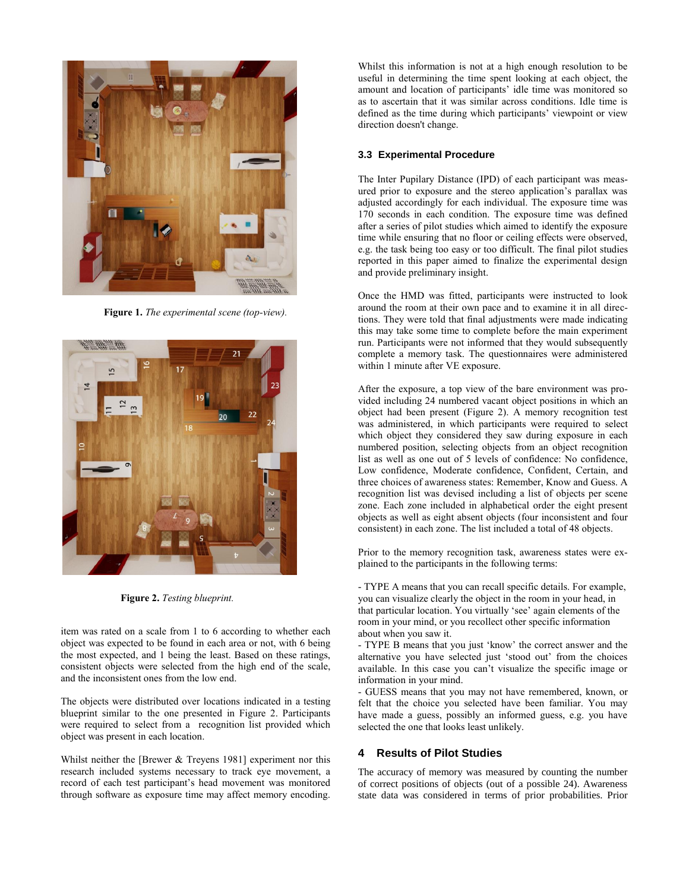**Figure 1.** *The experimental scene (top-view).*

**Figure 2.** *Testing blueprint.*

item was rated on a scale from 1 to 6 according to whether each object was expected to be found in each area or not, with 6 being the most expected, and 1 being the least. Based on these ratings, consistent objects were selected from the high end of the scale, and the inconsistent ones from the low end.

The objects were distributed over locations indicated in a testing blueprint similar to the one presented in Figure 2. Participants were required to select from a recognition list provided which object was present in each location.

Whilst neither the [Brewer & Treyens 1981] experiment nor this research included systems necessary to track eye movement, a record of each test participant's head movement was monitored through software as exposure time may affect memory encoding. Whilst this information is not at a high enough resolution to be useful in determining the time spent looking at each object, the amount and location of participants' idle time was monitored so as to ascertain that it was similar across conditions. Idle time is defined as the time during which participants' viewpoint or view direction doesn't change.

### 3.3 Experimental Procedure

The Inter Pupilary Distance (IPD) of each participant was measured prior to exposure and the stereo application's parallax was adjusted accordingly for each individual. The exposure time was 170 seconds in each condition. The exposure time was defined after a series of pilot studies which aimed to identify the exposure time while ensuring that no floor or ceiling effects were observed, e.g. the task being too easy or too difficult. The final pilot studies reported in this paper aimed to finalize the experimental design and provide preliminary insight.

Once the HMD was fitted, participants were instructed to look around the room at their own pace and to examine it in all directions. They were told that final adjustments were made indicating this may take some time to complete before the main experiment run. Participants were not informed that they would subsequently complete a memory task. The questionnaires were administered within 1 minute after VE exposure.

After the exposure, a top view of the bare environment was provided including 24 numbered vacant object positions in which an object had been present (Figure 2). A memory recognition test was administered, in which participants were required to select which object they considered they saw during exposure in each numbered position, selecting objects from an object recognition list as well as one out of 5 levels of confidence: No confidence, Low confidence, Moderate confidence, Confident, Certain, and three choices of awareness states: Remember, Know and Guess. A recognition list was devised including a list of objects per scene zone. Each zone included in alphabetical order the eight present objects as well as eight absent objects (four inconsistent and four consistent) in each zone. The list included a total of 48 objects.

Prior to the memory recognition task, awareness states were explained to the participants in the following terms:

- TYPE A means that you can recall specific details. For example, you can visualize clearly the object in the room in your head, in that particular location. You virtually 'see' again elements of the room in your mind, or you recollect other specific information about when you saw it.
- TYPE B means that you just 'know' the correct answer and the alternative you have selected just 'stood out' from the choices available. In this case you can't visualize the specific image or information in your mind.
- GUESS means that you may not have remembered, known, or felt that the choice you selected have been familiar. You may have made a guess, possibly an informed guess, e.g. you have selected the one that looks least unlikely.

## 4 Results of Pilot Studies

The accuracy of memory was measured by counting the number of correct positions of objects (out of a possible 24). Awareness state data was considered in terms of prior probabilities. Prior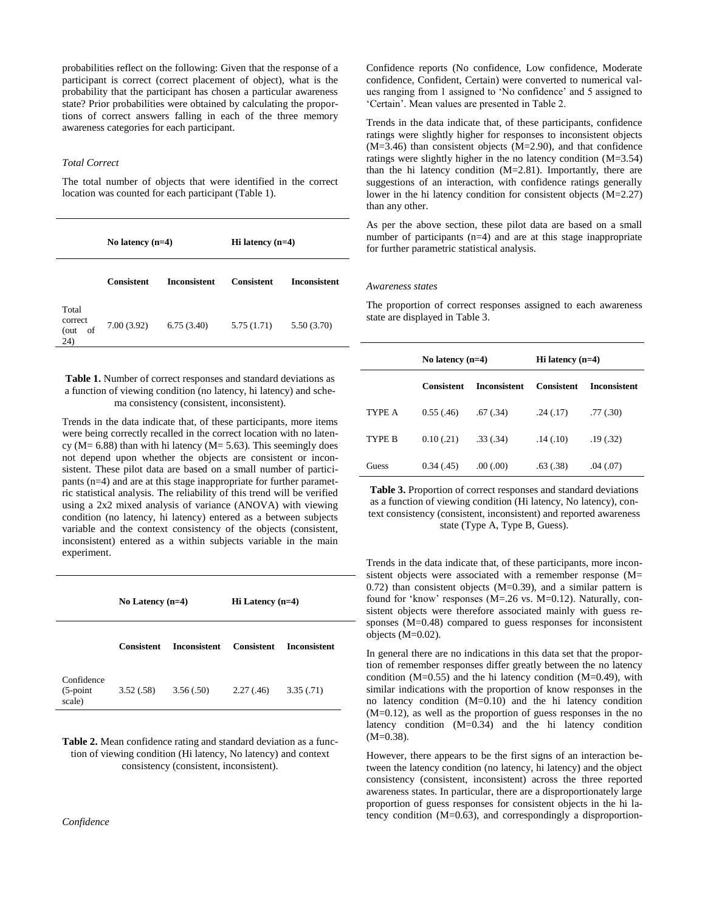probabilities reflect on the following: Given that the response of a participant is correct (correct placement of object), what is the probability that the participant has chosen a particular awareness state? Prior probabilities were obtained by calculating the proportions of correct answers falling in each of the three memory awareness categories for each participant.

*Total Correct*

The total number of objects that were identified in the correct location was counted for each participant (Table 1).

| | No latency (n=4) | | Hi latency (n=4) | |
|---|---|---|---|---|
| | **Consistent** | **Inconsistent** | **Consistent** | **Inconsistent** |
| Total correct (out of 24) | 7.00 (3.92) | 6.75 (3.40) | 5.75 (1.71) | 5.50 (3.70) |

**Table 1.** Number of correct responses and standard deviations as a function of viewing condition (no latency, hi latency) and schema consistency (consistent, inconsistent).

Trends in the data indicate that, of these participants, more items were being correctly recalled in the correct location with no latency (M= 6.88) than with hi latency (M= 5.63). This seemingly does not depend upon whether the objects are consistent or inconsistent. These pilot data are based on a small number of participants (n=4) and are at this stage inappropriate for further parametric statistical analysis. The reliability of this trend will be verified using a 2x2 mixed analysis of variance (ANOVA) with viewing condition (no latency, hi latency) entered as a between subjects variable and the context consistency of the objects (consistent, inconsistent) entered as a within subjects variable in the main experiment.

| | No Latency (n=4) | | Hi Latency (n=4) | |
|---|---|---|---|---|
| | **Consistent** | **Inconsistent** | **Consistent** | **Inconsistent** |
| Confidence (5-point scale) | 3.52 (.58) | 3.56 (.50) | 2.27 (.46) | 3.35 (.71) |

**Table 2.** Mean confidence rating and standard deviation as a function of viewing condition (Hi latency, No latency) and context consistency (consistent, inconsistent).

*Confidence*

Confidence reports (No confidence, Low confidence, Moderate confidence, Confident, Certain) were converted to numerical values ranging from 1 assigned to 'No confidence' and 5 assigned to 'Certain'. Mean values are presented in Table 2.

Trends in the data indicate that, of these participants, confidence ratings were slightly higher for responses to inconsistent objects (M=3.46) than consistent objects (M=2.90), and that confidence ratings were slightly higher in the no latency condition (M=3.54) than the hi latency condition (M=2.81). Importantly, there are suggestions of an interaction, with confidence ratings generally lower in the hi latency condition for consistent objects (M=2.27) than any other.

As per the above section, these pilot data are based on a small number of participants (n=4) and are at this stage inappropriate for further parametric statistical analysis.

*Awareness states*

The proportion of correct responses assigned to each awareness state are displayed in Table 3.

| | No latency (n=4) | | Hi latency (n=4) | |
|---|---|---|---|---|
| | **Consistent** | **Inconsistent** | **Consistent** | **Inconsistent** |
| TYPE A | 0.55 (.46) | .67 (.34) | .24 (.17) | .77 (.30) |
| TYPE B | 0.10 (.21) | .33 (.34) | .14 (.10) | .19 (.32) |
| Guess | 0.34 (.45) | .00 (.00) | .63 (.38) | .04 (.07) |

**Table 3.** Proportion of correct responses and standard deviations as a function of viewing condition (Hi latency, No latency), context consistency (consistent, inconsistent) and reported awareness state (Type A, Type B, Guess).

Trends in the data indicate that, of these participants, more inconsistent objects were associated with a remember response (M= 0.72) than consistent objects (M=0.39), and a similar pattern is found for 'know' responses (M=.26 vs. M=0.12). Naturally, consistent objects were therefore associated mainly with guess responses (M=0.48) compared to guess responses for inconsistent objects (M=0.02).

In general there are no indications in this data set that the proportion of remember responses differ greatly between the no latency condition (M=0.55) and the hi latency condition (M=0.49), with similar indications with the proportion of know responses in the no latency condition (M=0.10) and the hi latency condition (M=0.12), as well as the proportion of guess responses in the no latency condition (M=0.34) and the hi latency condition (M=0.38).

However, there appears to be the first signs of an interaction between the latency condition (no latency, hi latency) and the object consistency (consistent, inconsistent) across the three reported awareness states. In particular, there are a disproportionately large proportion of guess responses for consistent objects in the hi latency condition (M=0.63), and correspondingly a disproportion-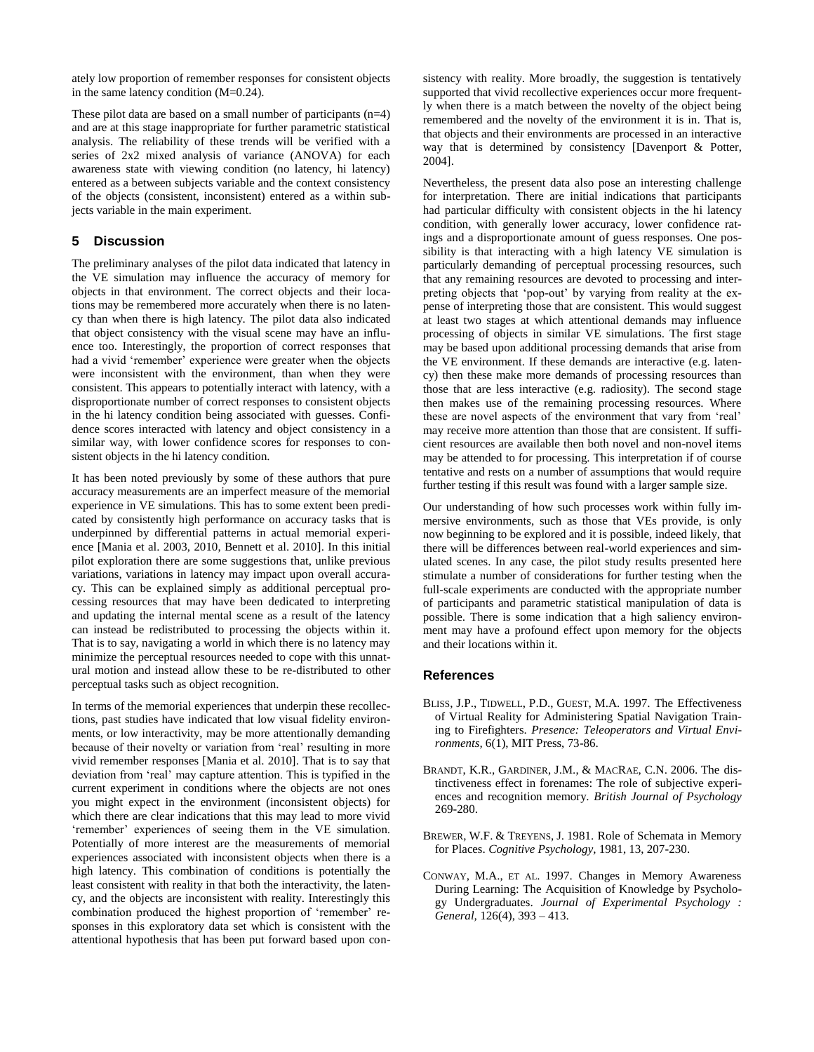ately low proportion of remember responses for consistent objects in the same latency condition (M=0.24).

These pilot data are based on a small number of participants (n=4) and are at this stage inappropriate for further parametric statistical analysis. The reliability of these trends will be verified with a series of 2x2 mixed analysis of variance (ANOVA) for each awareness state with viewing condition (no latency, hi latency) entered as a between subjects variable and the context consistency of the objects (consistent, inconsistent) entered as a within subjects variable in the main experiment.

## 5 Discussion

The preliminary analyses of the pilot data indicated that latency in the VE simulation may influence the accuracy of memory for objects in that environment. The correct objects and their locations may be remembered more accurately when there is no latency than when there is high latency. The pilot data also indicated that object consistency with the visual scene may have an influence too. Interestingly, the proportion of correct responses that had a vivid 'remember' experience were greater when the objects were inconsistent with the environment, than when they were consistent. This appears to potentially interact with latency, with a disproportionate number of correct responses to consistent objects in the hi latency condition being associated with guesses. Confidence scores interacted with latency and object consistency in a similar way, with lower confidence scores for responses to consistent objects in the hi latency condition.

It has been noted previously by some of these authors that pure accuracy measurements are an imperfect measure of the memorial experience in VE simulations. This has to some extent been predicated by consistently high performance on accuracy tasks that is underpinned by differential patterns in actual memorial experience [Mania et al. 2003, 2010, Bennett et al. 2010]. In this initial pilot exploration there are some suggestions that, unlike previous variations, variations in latency may impact upon overall accuracy. This can be explained simply as additional perceptual processing resources that may have been dedicated to interpreting and updating the internal mental scene as a result of the latency can instead be redistributed to processing the objects within it. That is to say, navigating a world in which there is no latency may minimize the perceptual resources needed to cope with this unnatural motion and instead allow these to be re-distributed to other perceptual tasks such as object recognition.

In terms of the memorial experiences that underpin these recollections, past studies have indicated that low visual fidelity environments, or low interactivity, may be more attentionally demanding because of their novelty or variation from 'real' resulting in more vivid remember responses [Mania et al. 2010]. That is to say that deviation from 'real' may capture attention. This is typified in the current experiment in conditions where the objects are not ones you might expect in the environment (inconsistent objects) for which there are clear indications that this may lead to more vivid 'remember' experiences of seeing them in the VE simulation. Potentially of more interest are the measurements of memorial experiences associated with inconsistent objects when there is a high latency. This combination of conditions is potentially the least consistent with reality in that both the interactivity, the latency, and the objects are inconsistent with reality. Interestingly this combination produced the highest proportion of 'remember' responses in this exploratory data set which is consistent with the attentional hypothesis that has been put forward based upon consistency with reality. More broadly, the suggestion is tentatively supported that vivid recollective experiences occur more frequently when there is a match between the novelty of the object being remembered and the novelty of the environment it is in. That is, that objects and their environments are processed in an interactive way that is determined by consistency [Davenport & Potter, 2004].

Nevertheless, the present data also pose an interesting challenge for interpretation. There are initial indications that participants had particular difficulty with consistent objects in the hi latency condition, with generally lower accuracy, lower confidence ratings and a disproportionate amount of guess responses. One possibility is that interacting with a high latency VE simulation is particularly demanding of perceptual processing resources, such that any remaining resources are devoted to processing and interpreting objects that 'pop-out' by varying from reality at the expense of interpreting those that are consistent. This would suggest at least two stages at which attentional demands may influence processing of objects in similar VE simulations. The first stage may be based upon additional processing demands that arise from the VE environment. If these demands are interactive (e.g. latency) then these make more demands of processing resources than those that are less interactive (e.g. radiosity). The second stage then makes use of the remaining processing resources. Where these are novel aspects of the environment that vary from 'real' may receive more attention than those that are consistent. If sufficient resources are available then both novel and non-novel items may be attended to for processing. This interpretation if of course tentative and rests on a number of assumptions that would require further testing if this result was found with a larger sample size.

Our understanding of how such processes work within fully immersive environments, such as those that VEs provide, is only now beginning to be explored and it is possible, indeed likely, that there will be differences between real-world experiences and simulated scenes. In any case, the pilot study results presented here stimulate a number of considerations for further testing when the full-scale experiments are conducted with the appropriate number of participants and parametric statistical manipulation of data is possible. There is some indication that a high saliency environment may have a profound effect upon memory for the objects and their locations within it.

## References

BLISS, J.P., TIDWELL, P.D., GUEST, M.A. 1997. The Effectiveness of Virtual Reality for Administering Spatial Navigation Training to Firefighters. *Presence: Teleoperators and Virtual Environments*, 6(1), MIT Press, 73-86.

BRANDT, K.R., GARDINER, J.M., & MACRAE, C.N. 2006. The distinctiveness effect in forenames: The role of subjective experiences and recognition memory. *British Journal of Psychology* 269-280.

BREWER, W.F. & TREYENS, J. 1981. Role of Schemata in Memory for Places. *Cognitive Psychology*, 1981, 13, 207-230.

CONWAY, M.A., ET AL. 1997. Changes in Memory Awareness During Learning: The Acquisition of Knowledge by Psychology Undergraduates. *Journal of Experimental Psychology : General*, 126(4), 393 – 413.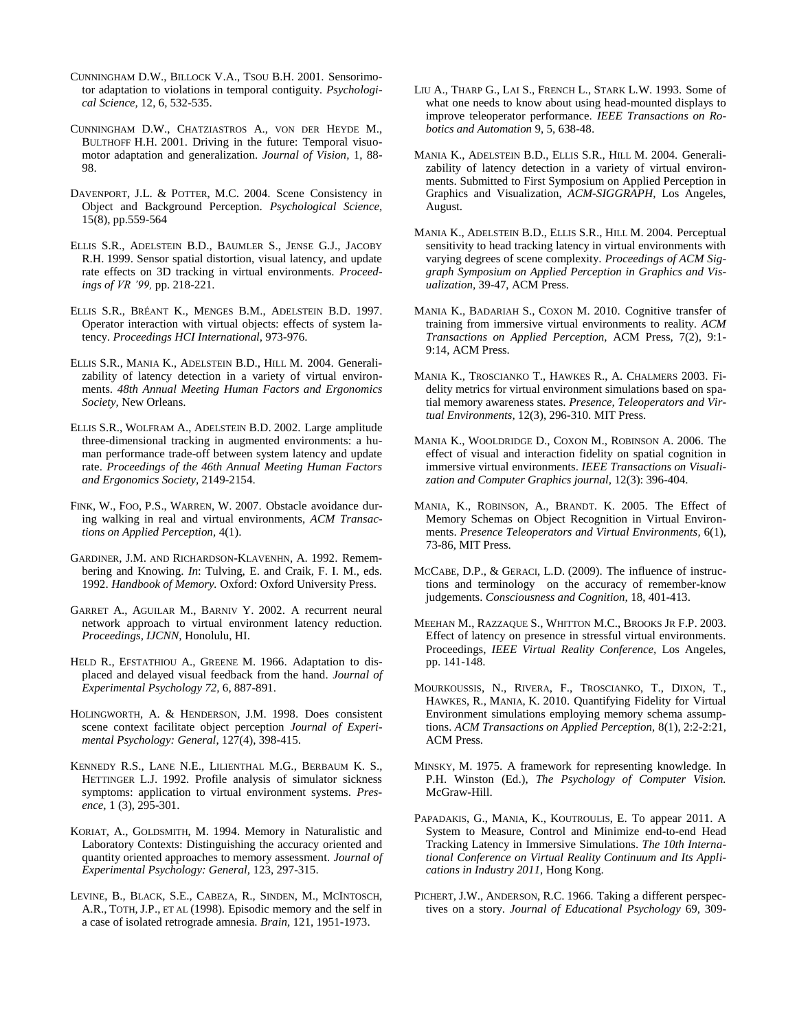CUNNINGHAM D.W., BILLOCK V.A., TSOU B.H. 2001. Sensorimotor adaptation to violations in temporal contiguity. *Psychological Science*, 12, 6, 532-535.

CUNNINGHAM D.W., CHATZIASTROS A., VON DER HEYDE M., BULTHOFF H.H. 2001. Driving in the future: Temporal visuomotor adaptation and generalization. *Journal of Vision*, 1, 88-98.

DAVENPORT, J.L. & POTTER, M.C. 2004. Scene Consistency in Object and Background Perception. *Psychological Science*, 15(8), pp.559-564

ELLIS S.R., ADELSTEIN B.D., BAUMLER S., JENSE G.J., JACOBY R.H. 1999. Sensor spatial distortion, visual latency, and update rate effects on 3D tracking in virtual environments. *Proceedings of VR '99*, pp. 218-221.

ELLIS S.R., BRÉANT K., MENGES B.M., ADELSTEIN B.D. 1997. Operator interaction with virtual objects: effects of system latency. *Proceedings HCI International*, 973-976.

ELLIS S.R., MANIA K., ADELSTEIN B.D., HILL M. 2004. Generalizability of latency detection in a variety of virtual environments. *48th Annual Meeting Human Factors and Ergonomics Society*, New Orleans.

ELLIS S.R., WOLFRAM A., ADELSTEIN B.D. 2002. Large amplitude three-dimensional tracking in augmented environments: a human performance trade-off between system latency and update rate. *Proceedings of the 46th Annual Meeting Human Factors and Ergonomics Society*, 2149-2154.

FINK, W., FOO, P.S., WARREN, W. 2007. Obstacle avoidance during walking in real and virtual environments, *ACM Transactions on Applied Perception*, 4(1).

GARDINER, J.M. AND RICHARDSON-KLAVENHN, A. 1992. Remembering and Knowing. *In*: Tulving, E. and Craik, F. I. M., eds. 1992. *Handbook of Memory.* Oxford: Oxford University Press.

GARRET A., AGUILAR M., BARNIV Y. 2002. A recurrent neural network approach to virtual environment latency reduction. *Proceedings, IJCNN*, Honolulu, HI.

HELD R., EFSTATHIOU A., GREENE M. 1966. Adaptation to displaced and delayed visual feedback from the hand. *Journal of Experimental Psychology 72*, 6, 887-891.

HOLINGWORTH, A. & HENDERSON, J.M. 1998. Does consistent scene context facilitate object perception *Journal of Experimental Psychology: General*, 127(4), 398-415.

KENNEDY R.S., LANE N.E., LILIENTHAL M.G., BERBAUM K. S., HETTINGER L.J. 1992. Profile analysis of simulator sickness symptoms: application to virtual environment systems. *Presence*, 1 (3), 295-301.

KORIAT, A., GOLDSMITH, M. 1994. Memory in Naturalistic and Laboratory Contexts: Distinguishing the accuracy oriented and quantity oriented approaches to memory assessment. *Journal of Experimental Psychology: General*, 123, 297-315.

LEVINE, B., BLACK, S.E., CABEZA, R., SINDEN, M., MCINTOSCH, A.R., TOTH, J.P., ET AL (1998). Episodic memory and the self in a case of isolated retrograde amnesia. *Brain*, 121, 1951-1973.

LIU A., THARP G., LAI S., FRENCH L., STARK L.W. 1993. Some of what one needs to know about using head-mounted displays to improve teleoperator performance. *IEEE Transactions on Robotics and Automation* 9, 5, 638-48.

MANIA K., ADELSTEIN B.D., ELLIS S.R., HILL M. 2004. Generalizability of latency detection in a variety of virtual environments. Submitted to First Symposium on Applied Perception in Graphics and Visualization, *ACM-SIGGRAPH*, Los Angeles, August.

MANIA K., ADELSTEIN B.D., ELLIS S.R., HILL M. 2004. Perceptual sensitivity to head tracking latency in virtual environments with varying degrees of scene complexity. *Proceedings of ACM Siggraph Symposium on Applied Perception in Graphics and Visualization*, 39-47, ACM Press.

MANIA K., BADARIAH S., COXON M. 2010. Cognitive transfer of training from immersive virtual environments to reality. *ACM Transactions on Applied Perception*, ACM Press, 7(2), 9:1-9:14, ACM Press.

MANIA K., TROSCIANKO T., HAWKES R., A. CHALMERS 2003. Fidelity metrics for virtual environment simulations based on spatial memory awareness states. *Presence, Teleoperators and Virtual Environments*, 12(3), 296-310. MIT Press.

MANIA K., WOOLDRIDGE D., COXON M., ROBINSON A. 2006. The effect of visual and interaction fidelity on spatial cognition in immersive virtual environments. *IEEE Transactions on Visualization and Computer Graphics journal*, 12(3): 396-404.

MANIA, K., ROBINSON, A., BRANDT. K. 2005. The Effect of Memory Schemas on Object Recognition in Virtual Environments. *Presence Teleoperators and Virtual Environments*, 6(1), 73-86, MIT Press.

MCCABE, D.P., & GERACI, L.D. (2009). The influence of instructions and terminology on the accuracy of remember-know judgements. *Consciousness and Cognition*, 18, 401-413.

MEEHAN M., RAZZAQUE S., WHITTON M.C., BROOKS JR F.P. 2003. Effect of latency on presence in stressful virtual environments. Proceedings, *IEEE Virtual Reality Conference*, Los Angeles, pp. 141-148.

MOURKOUSSIS, N., RIVERA, F., TROSCIANKO, T., DIXON, T., HAWKES, R., MANIA, K. 2010. Quantifying Fidelity for Virtual Environment simulations employing memory schema assumptions. *ACM Transactions on Applied Perception*, 8(1), 2:2-2:21, ACM Press.

MINSKY, M. 1975. A framework for representing knowledge. In P.H. Winston (Ed.), *The Psychology of Computer Vision.* McGraw-Hill.

PAPADAKIS, G., MANIA, K., KOUTROULIS, E. To appear 2011. A System to Measure, Control and Minimize end-to-end Head Tracking Latency in Immersive Simulations. *The 10th International Conference on Virtual Reality Continuum and Its Applications in Industry 2011*, Hong Kong.

PICHERT, J.W., ANDERSON, R.C. 1966. Taking a different perspectives on a story. *Journal of Educational Psychology* 69, 309-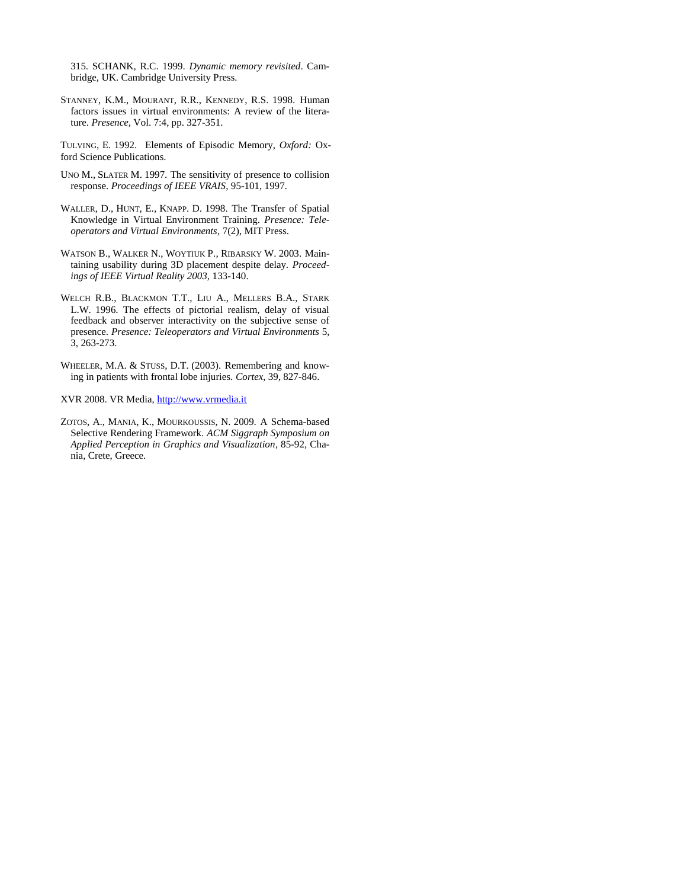315. SCHANK, R.C. 1999. *Dynamic memory revisited*. Cambridge, UK. Cambridge University Press.

STANNEY, K.M., MOURANT, R.R., KENNEDY, R.S. 1998. Human factors issues in virtual environments: A review of the literature. *Presence,* Vol. 7:4, pp. 327-351.

TULVING, E. 1992. Elements of Episodic Memory, *Oxford:* Oxford Science Publications.

UNO M., SLATER M. 1997. The sensitivity of presence to collision response. *Proceedings of IEEE VRAIS*, 95-101, 1997.

WALLER, D., HUNT, E., KNAPP. D. 1998. The Transfer of Spatial Knowledge in Virtual Environment Training. *Presence: Teleoperators and Virtual Environments*, 7(2), MIT Press.

WATSON B., WALKER N., WOYTIUK P., RIBARSKY W. 2003. Maintaining usability during 3D placement despite delay. *Proceedings of IEEE Virtual Reality 2003*, 133-140.

WELCH R.B., BLACKMON T.T., LIU A., MELLERS B.A., STARK L.W. 1996. The effects of pictorial realism, delay of visual feedback and observer interactivity on the subjective sense of presence. *Presence: Teleoperators and Virtual Environments* 5, 3, 263-273.

WHEELER, M.A. & STUSS, D.T. (2003). Remembering and knowing in patients with frontal lobe injuries. *Cortex*, 39, 827-846.

XVR 2008. VR Media, http://www.vrmedia.it

ZOTOS, A., MANIA, K., MOURKOUSSIS, N. 2009. A Schema-based Selective Rendering Framework. *ACM Siggraph Symposium on Applied Perception in Graphics and Visualization*, 85-92, Chania, Crete, Greece.